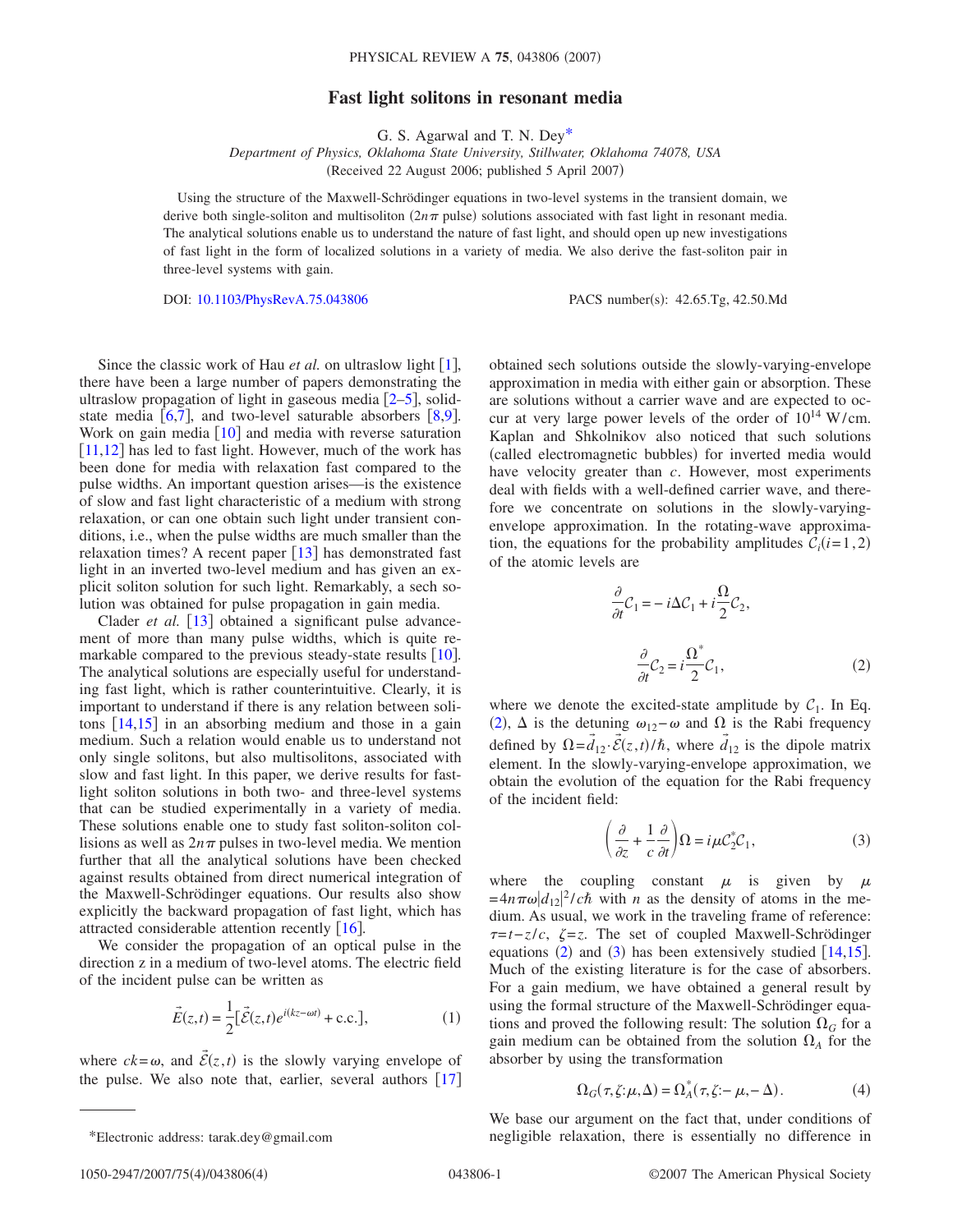# Fast light solitons in resonant media

G. S. Agarwal and T. N. Dey*

*Department of Physics, Oklahoma State University, Stillwater, Oklahoma 74078, USA*

(Received 22 August 2006; published 5 April 2007)

Using the structure of the Maxwell-Schrödinger equations in two-level systems in the transient domain, we derive both single-soliton and multisoliton ($2n\pi$ pulse) solutions associated with fast light in resonant media. The analytical solutions enable us to understand the nature of fast light, and should open up new investigations of fast light in the form of localized solutions in a variety of media. We also derive the fast-soliton pair in three-level systems with gain.

DOI: 10.1103/PhysRevA.75.043806

PACS number(s): 42.65.Tg, 42.50.Md

Since the classic work of Hau *et al.* on ultraslow light [1], there have been a large number of papers demonstrating the ultraslow propagation of light in gaseous media [2–5], solid-state media [6,7], and two-level saturable absorbers [8,9]. Work on gain media [10] and media with reverse saturation [11,12] has led to fast light. However, much of the work has been done for media with relaxation fast compared to the pulse widths. An important question arises—is the existence of slow and fast light characteristic of a medium with strong relaxation, or can one obtain such light under transient conditions, i.e., when the pulse widths are much smaller than the relaxation times? A recent paper [13] has demonstrated fast light in an inverted two-level medium and has given an explicit soliton solution for such light. Remarkably, a sech solution was obtained for pulse propagation in gain media.

Clader *et al.* [13] obtained a significant pulse advancement of more than many pulse widths, which is quite remarkable compared to the previous steady-state results [10]. The analytical solutions are especially useful for understanding fast light, which is rather counterintuitive. Clearly, it is important to understand if there is any relation between solitons [14,15] in an absorbing medium and those in a gain medium. Such a relation would enable us to understand not only single solitons, but also multisolitons, associated with slow and fast light. In this paper, we derive results for fast-light soliton solutions in both two- and three-level systems that can be studied experimentally in a variety of media. These solutions enable one to study fast soliton-soliton collisions as well as $2n\pi$ pulses in two-level media. We mention further that all the analytical solutions have been checked against results obtained from direct numerical integration of the Maxwell-Schrödinger equations. Our results also show explicitly the backward propagation of fast light, which has attracted considerable attention recently [16].

We consider the propagation of an optical pulse in the direction z in a medium of two-level atoms. The electric field of the incident pulse can be written as

$$\vec{E}(z,t) = \frac{1}{2}[\vec{\mathcal{E}}(z,t)e^{i(kz-\omega t)} + \text{c.c.}], \tag{1}$$

where $ck=\omega$, and $\vec{\mathcal{E}}(z,t)$ is the slowly varying envelope of the pulse. We also note that, earlier, several authors [17] obtained sech solutions outside the slowly-varying-envelope approximation in media with either gain or absorption. These are solutions without a carrier wave and are expected to occur at very large power levels of the order of $10^{14}$ W/cm. Kaplan and Shkolnikov also noticed that such solutions (called electromagnetic bubbles) for inverted media would have velocity greater than $c$. However, most experiments deal with fields with a well-defined carrier wave, and therefore we concentrate on solutions in the slowly-varying-envelope approximation. In the rotating-wave approximation, the equations for the probability amplitudes $\mathcal{C}_i(i=1,2)$ of the atomic levels are

$$\frac{\partial}{\partial t}\mathcal{C}_1 = -i\Delta\mathcal{C}_1 + i\frac{\Omega}{2}\mathcal{C}_2,$$

$$\frac{\partial}{\partial t}\mathcal{C}_2 = i\frac{\Omega^*}{2}\mathcal{C}_1, \tag{2}$$

where we denote the excited-state amplitude by $\mathcal{C}_1$. In Eq. (2), $\Delta$ is the detuning $\omega_{12}-\omega$ and $\Omega$ is the Rabi frequency defined by $\Omega=\vec{d}_{12}\cdot\vec{\mathcal{E}}(z,t)/\hbar$, where $\vec{d}_{12}$ is the dipole matrix element. In the slowly-varying-envelope approximation, we obtain the evolution of the equation for the Rabi frequency of the incident field:

$$\left(\frac{\partial}{\partial z} + \frac{1}{c}\frac{\partial}{\partial t}\right)\Omega = i\mu\mathcal{C}_2^*\mathcal{C}_1, \tag{3}$$

where the coupling constant $\mu$ is given by $\mu = 4n\pi\omega|d_{12}|^2/c\hbar$ with $n$ as the density of atoms in the medium. As usual, we work in the traveling frame of reference: $\tau=t-z/c$, $\zeta=z$. The set of coupled Maxwell-Schrödinger equations (2) and (3) has been extensively studied [14,15]. Much of the existing literature is for the case of absorbers. For a gain medium, we have obtained a general result by using the formal structure of the Maxwell-Schrödinger equations and proved the following result: The solution $\Omega_G$ for a gain medium can be obtained from the solution $\Omega_A$ for the absorber by using the transformation

$$\Omega_G(\tau,\zeta;\mu,\Delta) = \Omega_A^*(\tau,\zeta;-\mu,-\Delta). \tag{4}$$

We base our argument on the fact that, under conditions of negligible relaxation, there is essentially no difference in

*Electronic address: tarak.dey@gmail.com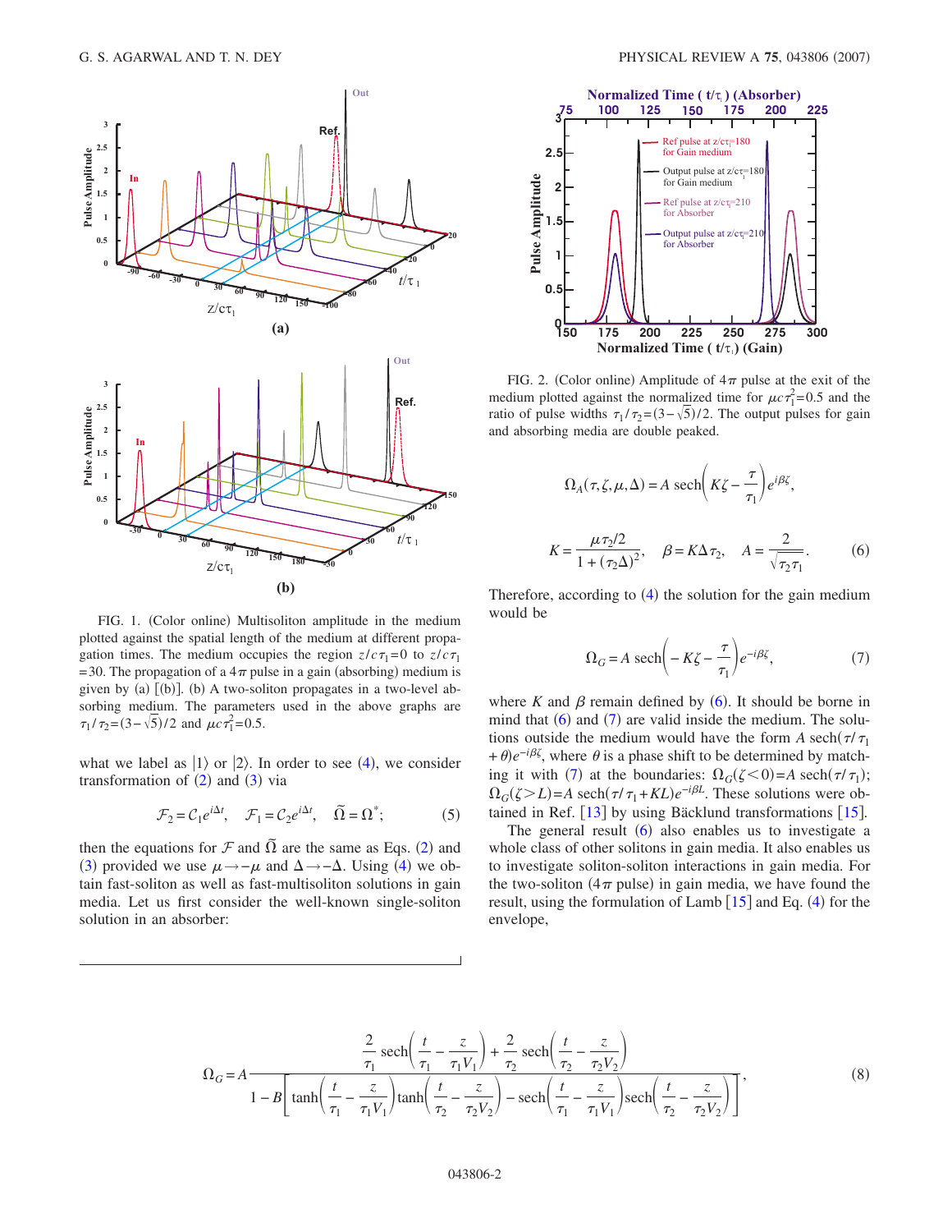FIG. 1. (Color online) Multisoliton amplitude in the medium plotted against the spatial length of the medium at different propagation times. The medium occupies the region $z/c\tau_1=0$ to $z/c\tau_1=30$. The propagation of a $4\pi$ pulse in a gain (absorbing) medium is given by (a) [(b)]. (b) A two-soliton propagates in a two-level absorbing medium. The parameters used in the above graphs are $\tau_1/\tau_2=(3-\sqrt{5})/2$ and $\mu c\tau_1^2=0.5$.

what we label as $|1\rangle$ or $|2\rangle$. In order to see (4), we consider transformation of (2) and (3) via

$$\mathcal{F}_2=\mathcal{C}_1 e^{i\Delta t}, \quad \mathcal{F}_1=\mathcal{C}_2 e^{i\Delta t}, \quad \tilde{\Omega}=\Omega^*; \tag{5}$$

then the equations for $\mathcal{F}$ and $\tilde{\Omega}$ are the same as Eqs. (2) and (3) provided we use $\mu\to-\mu$ and $\Delta\to-\Delta$. Using (4) we obtain fast-soliton as well as fast-multisoliton solutions in gain media. Let us first consider the well-known single-soliton solution in an absorber:

FIG. 2. (Color online) Amplitude of $4\pi$ pulse at the exit of the medium plotted against the normalized time for $\mu c\tau_1^2=0.5$ and the ratio of pulse widths $\tau_1/\tau_2=(3-\sqrt{5})/2$. The output pulses for gain and absorbing media are double peaked.

$$\Omega_A(\tau,\zeta,\mu,\Delta)=A\,\mathrm{sech}\left(K\zeta-\frac{\tau}{\tau_1}\right)e^{i\beta\zeta},$$

$$K=\frac{\mu\tau_2/2}{1+(\tau_2\Delta)^2}, \quad \beta=K\Delta\tau_2, \quad A=\frac{2}{\sqrt{\tau_2\tau_1}}. \tag{6}$$

Therefore, according to (4) the solution for the gain medium would be

$$\Omega_G=A\,\mathrm{sech}\left(-K\zeta-\frac{\tau}{\tau_1}\right)e^{-i\beta\zeta}, \tag{7}$$

where $K$ and $\beta$ remain defined by (6). It should be borne in mind that (6) and (7) are valid inside the medium. The solutions outside the medium would have the form $A\,\mathrm{sech}(\tau/\tau_1+\theta)e^{-i\beta\zeta}$, where $\theta$ is a phase shift to be determined by matching it with (7) at the boundaries: $\Omega_G(\zeta<0)=A\,\mathrm{sech}(\tau/\tau_1)$; $\Omega_G(\zeta>L)=A\,\mathrm{sech}(\tau/\tau_1+KL)e^{-i\beta L}$. These solutions were obtained in Ref. [13] by using Bäcklund transformations [15].

The general result (6) also enables us to investigate a whole class of other solitons in gain media. It also enables us to investigate soliton-soliton interactions in gain media. For the two-soliton ($4\pi$ pulse) in gain media, we have found the result, using the formulation of Lamb [15] and Eq. (4) for the envelope,

$$\Omega_G=A\frac{\dfrac{2}{\tau_1}\mathrm{sech}\left(\dfrac{t}{\tau_1}-\dfrac{z}{\tau_1V_1}\right)+\dfrac{2}{\tau_2}\mathrm{sech}\left(\dfrac{t}{\tau_2}-\dfrac{z}{\tau_2V_2}\right)}{1-B\left[\tanh\left(\dfrac{t}{\tau_1}-\dfrac{z}{\tau_1V_1}\right)\tanh\left(\dfrac{t}{\tau_2}-\dfrac{z}{\tau_2V_2}\right)-\mathrm{sech}\left(\dfrac{t}{\tau_1}-\dfrac{z}{\tau_1V_1}\right)\mathrm{sech}\left(\dfrac{t}{\tau_2}-\dfrac{z}{\tau_2V_2}\right)\right]}, \tag{8}$$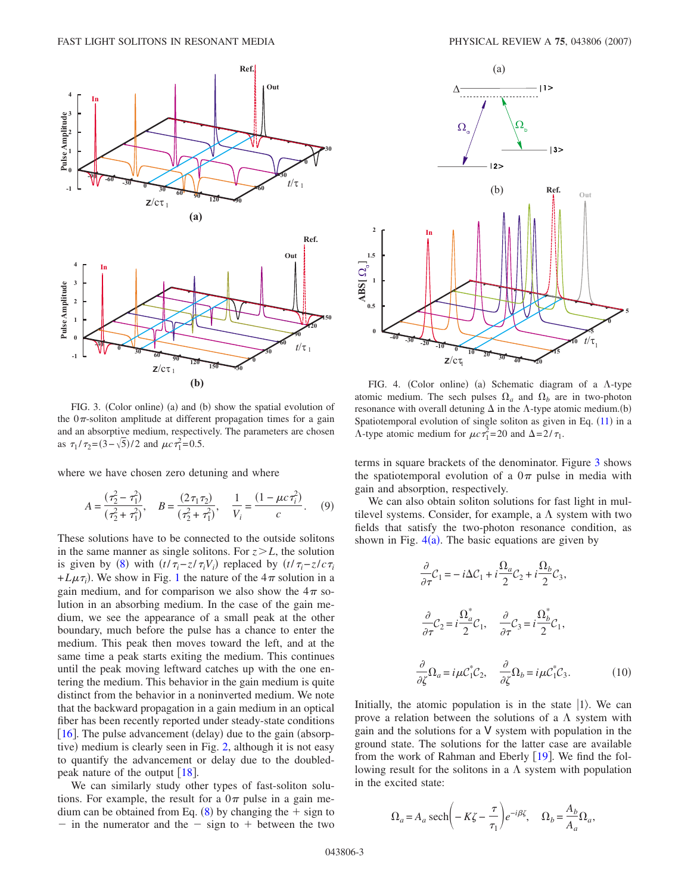FIG. 3. (Color online) (a) and (b) show the spatial evolution of the $0\pi$-soliton amplitude at different propagation times for a gain and an absorptive medium, respectively. The parameters are chosen as $\tau_1/\tau_2=(3-\sqrt{5})/2$ and $\mu c\tau_1^2=0.5$.

where we have chosen zero detuning and where

$$A=\frac{(\tau_2^2-\tau_1^2)}{(\tau_2^2+\tau_1^2)},\qquad B=\frac{(2\tau_1\tau_2)}{(\tau_2^2+\tau_1^2)},\qquad \frac{1}{V_i}=\frac{(1-\mu c\tau_i^2)}{c}. \tag{9}$$

These solutions have to be connected to the outside solitons in the same manner as single solitons. For $z>L$, the solution is given by (8) with $(t/\tau_i - z/\tau_i V_i)$ replaced by $(t/\tau_i - z/c\tau_i + L\mu\tau_i)$. We show in Fig. 1 the nature of the $4\pi$ solution in a gain medium, and for comparison we also show the $4\pi$ solution in an absorbing medium. In the case of the gain medium, we see the appearance of a small peak at the other boundary, much before the pulse has a chance to enter the medium. This peak then moves toward the left, and at the same time a peak starts exiting the medium. This continues until the peak moving leftward catches up with the one entering the medium. This behavior in the gain medium is quite distinct from the behavior in a noninverted medium. We note that the backward propagation in a gain medium in an optical fiber has been recently reported under steady-state conditions [16]. The pulse advancement (delay) due to the gain (absorptive) medium is clearly seen in Fig. 2, although it is not easy to quantify the advancement or delay due to the doubled-peak nature of the output [18].

We can similarly study other types of fast-soliton solutions. For example, the result for a $0\pi$ pulse in a gain medium can be obtained from Eq. (8) by changing the + sign to − in the numerator and the − sign to + between the two terms in square brackets of the denominator. Figure 3 shows the spatiotemporal evolution of a $0\pi$ pulse in media with gain and absorption, respectively.

We can also obtain soliton solutions for fast light in multilevel systems. Consider, for example, a $\Lambda$ system with two fields that satisfy the two-photon resonance condition, as shown in Fig. 4(a). The basic equations are given by

$$\frac{\partial}{\partial\tau}\mathcal{C}_1=-i\Delta\mathcal{C}_1+i\frac{\Omega_a}{2}\mathcal{C}_2+i\frac{\Omega_b}{2}\mathcal{C}_3,$$

$$\frac{\partial}{\partial\tau}\mathcal{C}_2=i\frac{\Omega_a^*}{2}\mathcal{C}_1,\qquad \frac{\partial}{\partial\tau}\mathcal{C}_3=i\frac{\Omega_b^*}{2}\mathcal{C}_1,$$

$$\frac{\partial}{\partial\zeta}\Omega_a=i\mu\mathcal{C}_1^*\mathcal{C}_2,\qquad \frac{\partial}{\partial\zeta}\Omega_b=i\mu\mathcal{C}_1^*\mathcal{C}_3. \tag{10}$$

Initially, the atomic population is in the state $|1\rangle$. We can prove a relation between the solutions of a $\Lambda$ system with gain and the solutions for a V system with population in the ground state. The solutions for the latter case are available from the work of Rahman and Eberly [19]. We find the following result for the solitons in a $\Lambda$ system with population in the excited state:

$$\Omega_a=A_a\,\mathrm{sech}\left(-K\zeta-\frac{\tau}{\tau_1}\right)e^{-i\beta\zeta},\qquad \Omega_b=\frac{A_b}{A_a}\Omega_a,$$

FIG. 4. (Color online) (a) Schematic diagram of a $\Lambda$-type atomic medium. The sech pulses $\Omega_a$ and $\Omega_b$ are in two-photon resonance with overall detuning $\Delta$ in the $\Lambda$-type atomic medium.(b) Spatiotemporal evolution of single soliton as given in Eq. (11) in a $\Lambda$-type atomic medium for $\mu c\tau_1^2=20$ and $\Delta=2/\tau_1$.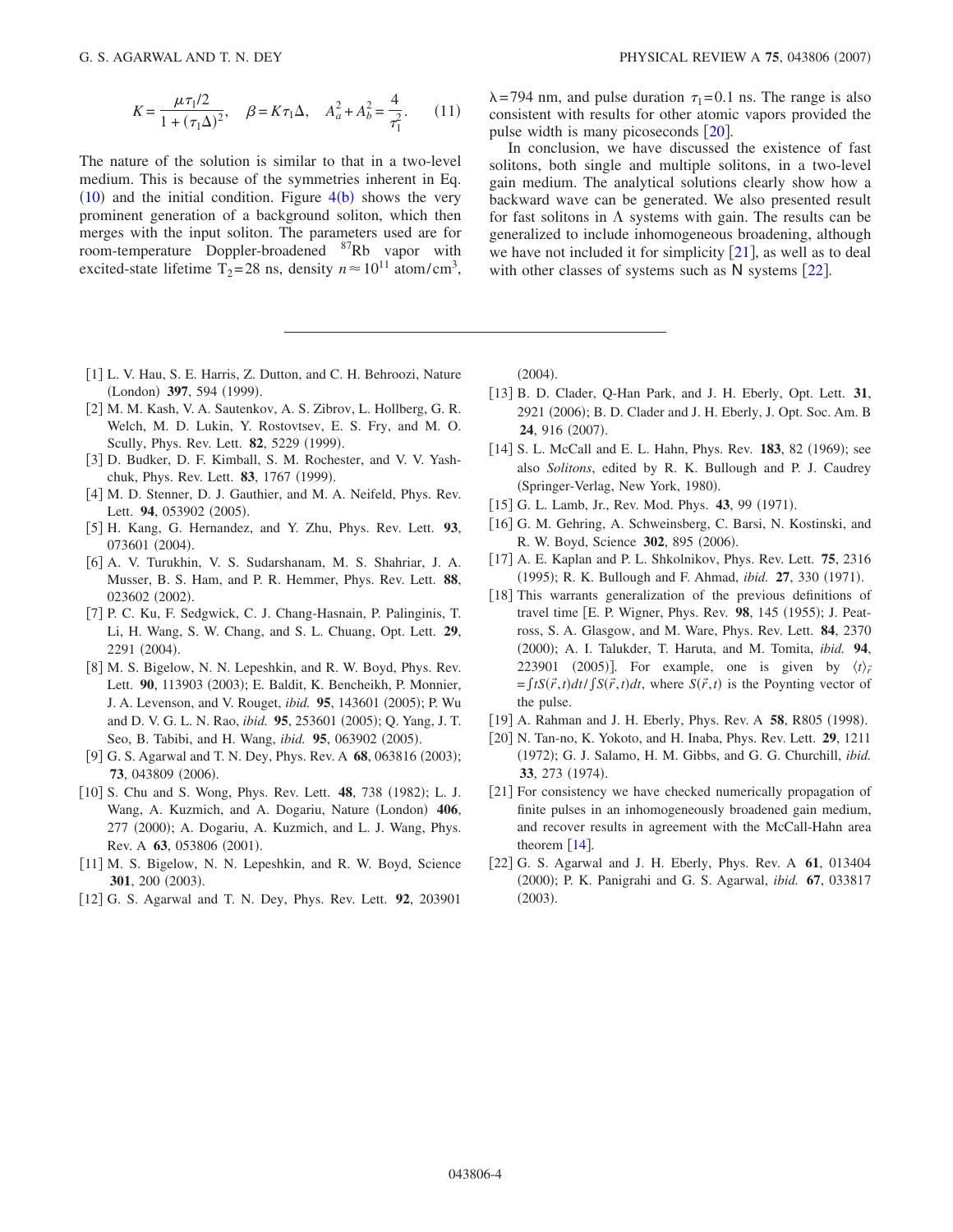$$K = \frac{\mu\tau_1/2}{1+(\tau_1\Delta)^2}, \quad \beta = K\tau_1\Delta, \quad A_a^2 + A_b^2 = \frac{4}{\tau_1^2}. \qquad (11)$$

The nature of the solution is similar to that in a two-level medium. This is because of the symmetries inherent in Eq. (10) and the initial condition. Figure 4(b) shows the very prominent generation of a background soliton, which then merges with the input soliton. The parameters used are for room-temperature Doppler-broadened $^{87}$Rb vapor with excited-state lifetime $T_2 = 28$ ns, density $n \approx 10^{11}$ atom/cm$^3$, $\lambda = 794$ nm, and pulse duration $\tau_1 = 0.1$ ns. The range is also consistent with results for other atomic vapors provided the pulse width is many picoseconds [20].

In conclusion, we have discussed the existence of fast solitons, both single and multiple solitons, in a two-level gain medium. The analytical solutions clearly show how a backward wave can be generated. We also presented result for fast solitons in $\Lambda$ systems with gain. The results can be generalized to include inhomogeneous broadening, although we have not included it for simplicity [21], as well as to deal with other classes of systems such as N systems [22].

---

[1] L. V. Hau, S. E. Harris, Z. Dutton, and C. H. Behroozi, Nature (London) **397**, 594 (1999).

[2] M. M. Kash, V. A. Sautenkov, A. S. Zibrov, L. Hollberg, G. R. Welch, M. D. Lukin, Y. Rostovtsev, E. S. Fry, and M. O. Scully, Phys. Rev. Lett. **82**, 5229 (1999).

[3] D. Budker, D. F. Kimball, S. M. Rochester, and V. V. Yashchuk, Phys. Rev. Lett. **83**, 1767 (1999).

[4] M. D. Stenner, D. J. Gauthier, and M. A. Neifeld, Phys. Rev. Lett. **94**, 053902 (2005).

[5] H. Kang, G. Hernandez, and Y. Zhu, Phys. Rev. Lett. **93**, 073601 (2004).

[6] A. V. Turukhin, V. S. Sudarshanam, M. S. Shahriar, J. A. Musser, B. S. Ham, and P. R. Hemmer, Phys. Rev. Lett. **88**, 023602 (2002).

[7] P. C. Ku, F. Sedgwick, C. J. Chang-Hasnain, P. Palinginis, T. Li, H. Wang, S. W. Chang, and S. L. Chuang, Opt. Lett. **29**, 2291 (2004).

[8] M. S. Bigelow, N. N. Lepeshkin, and R. W. Boyd, Phys. Rev. Lett. **90**, 113903 (2003); E. Baldit, K. Bencheikh, P. Monnier, J. A. Levenson, and V. Rouget, *ibid.* **95**, 143601 (2005); P. Wu and D. V. G. L. N. Rao, *ibid.* **95**, 253601 (2005); Q. Yang, J. T. Seo, B. Tabibi, and H. Wang, *ibid.* **95**, 063902 (2005).

[9] G. S. Agarwal and T. N. Dey, Phys. Rev. A **68**, 063816 (2003); **73**, 043809 (2006).

[10] S. Chu and S. Wong, Phys. Rev. Lett. **48**, 738 (1982); L. J. Wang, A. Kuzmich, and A. Dogariu, Nature (London) **406**, 277 (2000); A. Dogariu, A. Kuzmich, and L. J. Wang, Phys. Rev. A **63**, 053806 (2001).

[11] M. S. Bigelow, N. N. Lepeshkin, and R. W. Boyd, Science **301**, 200 (2003).

[12] G. S. Agarwal and T. N. Dey, Phys. Rev. Lett. **92**, 203901 (2004).

[13] B. D. Clader, Q-Han Park, and J. H. Eberly, Opt. Lett. **31**, 2921 (2006); B. D. Clader and J. H. Eberly, J. Opt. Soc. Am. B **24**, 916 (2007).

[14] S. L. McCall and E. L. Hahn, Phys. Rev. **183**, 82 (1969); see also *Solitons*, edited by R. K. Bullough and P. J. Caudrey (Springer-Verlag, New York, 1980).

[15] G. L. Lamb, Jr., Rev. Mod. Phys. **43**, 99 (1971).

[16] G. M. Gehring, A. Schweinsberg, C. Barsi, N. Kostinski, and R. W. Boyd, Science **302**, 895 (2006).

[17] A. E. Kaplan and P. L. Shkolnikov, Phys. Rev. Lett. **75**, 2316 (1995); R. K. Bullough and F. Ahmad, *ibid.* **27**, 330 (1971).

[18] This warrants generalization of the previous definitions of travel time [E. P. Wigner, Phys. Rev. **98**, 145 (1955); J. Peatross, S. A. Glasgow, and M. Ware, Phys. Rev. Lett. **84**, 2370 (2000); A. I. Talukder, T. Haruta, and M. Tomita, *ibid.* **94**, 223901 (2005)]. For example, one is given by $\langle t \rangle_{\vec{r}} = \int t S(\vec{r},t)dt / \int S(\vec{r},t)dt$, where $S(\vec{r},t)$ is the Poynting vector of the pulse.

[19] A. Rahman and J. H. Eberly, Phys. Rev. A **58**, R805 (1998).

[20] N. Tan-no, K. Yokoto, and H. Inaba, Phys. Rev. Lett. **29**, 1211 (1972); G. J. Salamo, H. M. Gibbs, and G. G. Churchill, *ibid.* **33**, 273 (1974).

[21] For consistency we have checked numerically propagation of finite pulses in an inhomogeneously broadened gain medium, and recover results in agreement with the McCall-Hahn area theorem [14].

[22] G. S. Agarwal and J. H. Eberly, Phys. Rev. A **61**, 013404 (2000); P. K. Panigrahi and G. S. Agarwal, *ibid.* **67**, 033817 (2003).